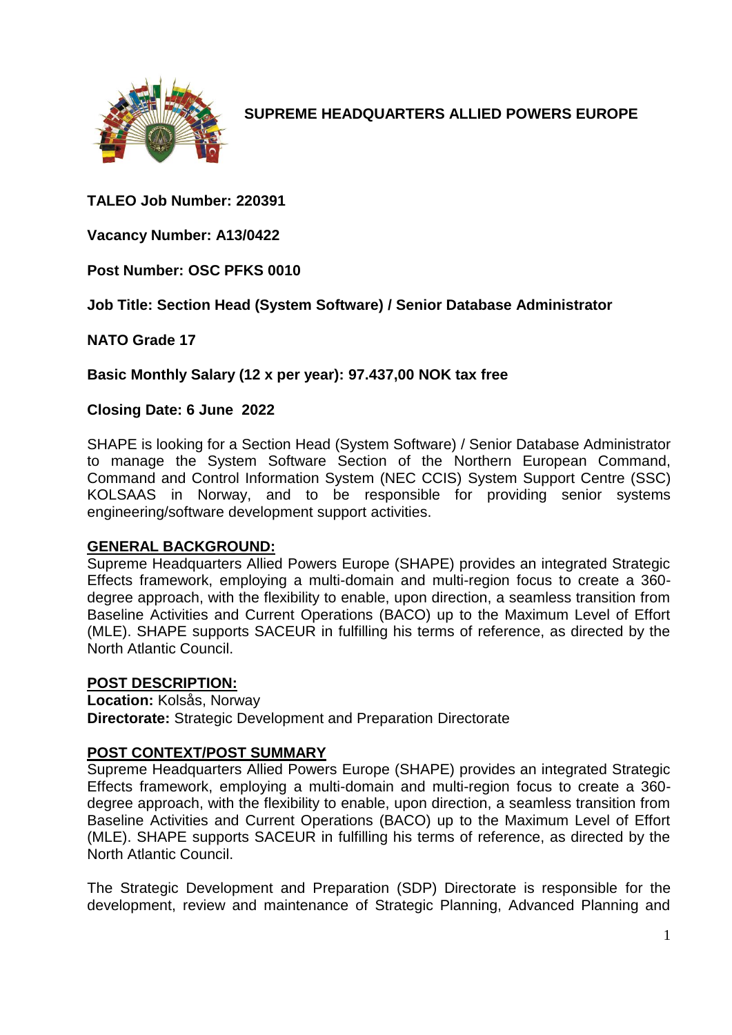**SUPREME HEADQUARTERS ALLIED POWERS EUROPE**

**TALEO Job Number: 220391**

**Vacancy Number: A13/0422**

**Post Number: OSC PFKS 0010**

**Job Title: Section Head (System Software) / Senior Database Administrator**

**NATO Grade 17**

**Basic Monthly Salary (12 x per year): 97.437,00 NOK tax free**

**Closing Date: 6 June 2022**

SHAPE is looking for a Section Head (System Software) / Senior Database Administrator to manage the System Software Section of the Northern European Command, Command and Control Information System (NEC CCIS) System Support Centre (SSC) KOLSAAS in Norway, and to be responsible for providing senior systems engineering/software development support activities.

## GENERAL BACKGROUND:

Supreme Headquarters Allied Powers Europe (SHAPE) provides an integrated Strategic Effects framework, employing a multi-domain and multi-region focus to create a 360-degree approach, with the flexibility to enable, upon direction, a seamless transition from Baseline Activities and Current Operations (BACO) up to the Maximum Level of Effort (MLE). SHAPE supports SACEUR in fulfilling his terms of reference, as directed by the North Atlantic Council.

## POST DESCRIPTION:

**Location:** Kolsås, Norway
**Directorate:** Strategic Development and Preparation Directorate

## POST CONTEXT/POST SUMMARY

Supreme Headquarters Allied Powers Europe (SHAPE) provides an integrated Strategic Effects framework, employing a multi-domain and multi-region focus to create a 360-degree approach, with the flexibility to enable, upon direction, a seamless transition from Baseline Activities and Current Operations (BACO) up to the Maximum Level of Effort (MLE). SHAPE supports SACEUR in fulfilling his terms of reference, as directed by the North Atlantic Council.

The Strategic Development and Preparation (SDP) Directorate is responsible for the development, review and maintenance of Strategic Planning, Advanced Planning and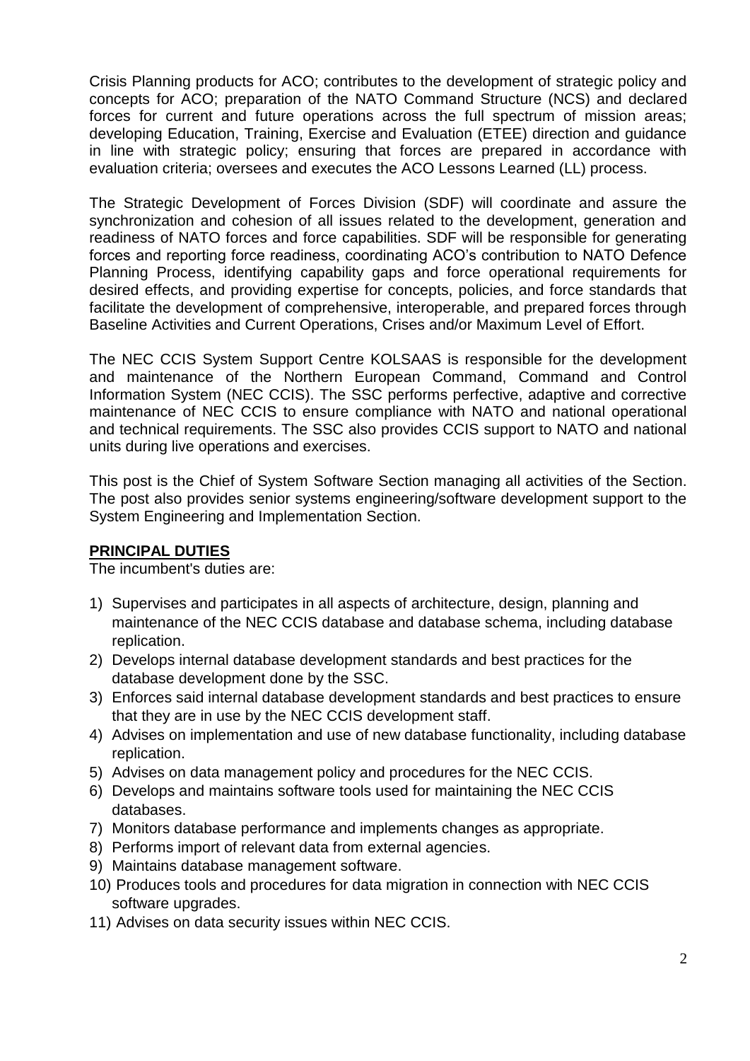Crisis Planning products for ACO; contributes to the development of strategic policy and concepts for ACO; preparation of the NATO Command Structure (NCS) and declared forces for current and future operations across the full spectrum of mission areas; developing Education, Training, Exercise and Evaluation (ETEE) direction and guidance in line with strategic policy; ensuring that forces are prepared in accordance with evaluation criteria; oversees and executes the ACO Lessons Learned (LL) process.

The Strategic Development of Forces Division (SDF) will coordinate and assure the synchronization and cohesion of all issues related to the development, generation and readiness of NATO forces and force capabilities. SDF will be responsible for generating forces and reporting force readiness, coordinating ACO's contribution to NATO Defence Planning Process, identifying capability gaps and force operational requirements for desired effects, and providing expertise for concepts, policies, and force standards that facilitate the development of comprehensive, interoperable, and prepared forces through Baseline Activities and Current Operations, Crises and/or Maximum Level of Effort.

The NEC CCIS System Support Centre KOLSAAS is responsible for the development and maintenance of the Northern European Command, Command and Control Information System (NEC CCIS). The SSC performs perfective, adaptive and corrective maintenance of NEC CCIS to ensure compliance with NATO and national operational and technical requirements. The SSC also provides CCIS support to NATO and national units during live operations and exercises.

This post is the Chief of System Software Section managing all activities of the Section. The post also provides senior systems engineering/software development support to the System Engineering and Implementation Section.

**PRINCIPAL DUTIES**

The incumbent's duties are:

1) Supervises and participates in all aspects of architecture, design, planning and maintenance of the NEC CCIS database and database schema, including database replication.
2) Develops internal database development standards and best practices for the database development done by the SSC.
3) Enforces said internal database development standards and best practices to ensure that they are in use by the NEC CCIS development staff.
4) Advises on implementation and use of new database functionality, including database replication.
5) Advises on data management policy and procedures for the NEC CCIS.
6) Develops and maintains software tools used for maintaining the NEC CCIS databases.
7) Monitors database performance and implements changes as appropriate.
8) Performs import of relevant data from external agencies.
9) Maintains database management software.
10) Produces tools and procedures for data migration in connection with NEC CCIS software upgrades.
11) Advises on data security issues within NEC CCIS.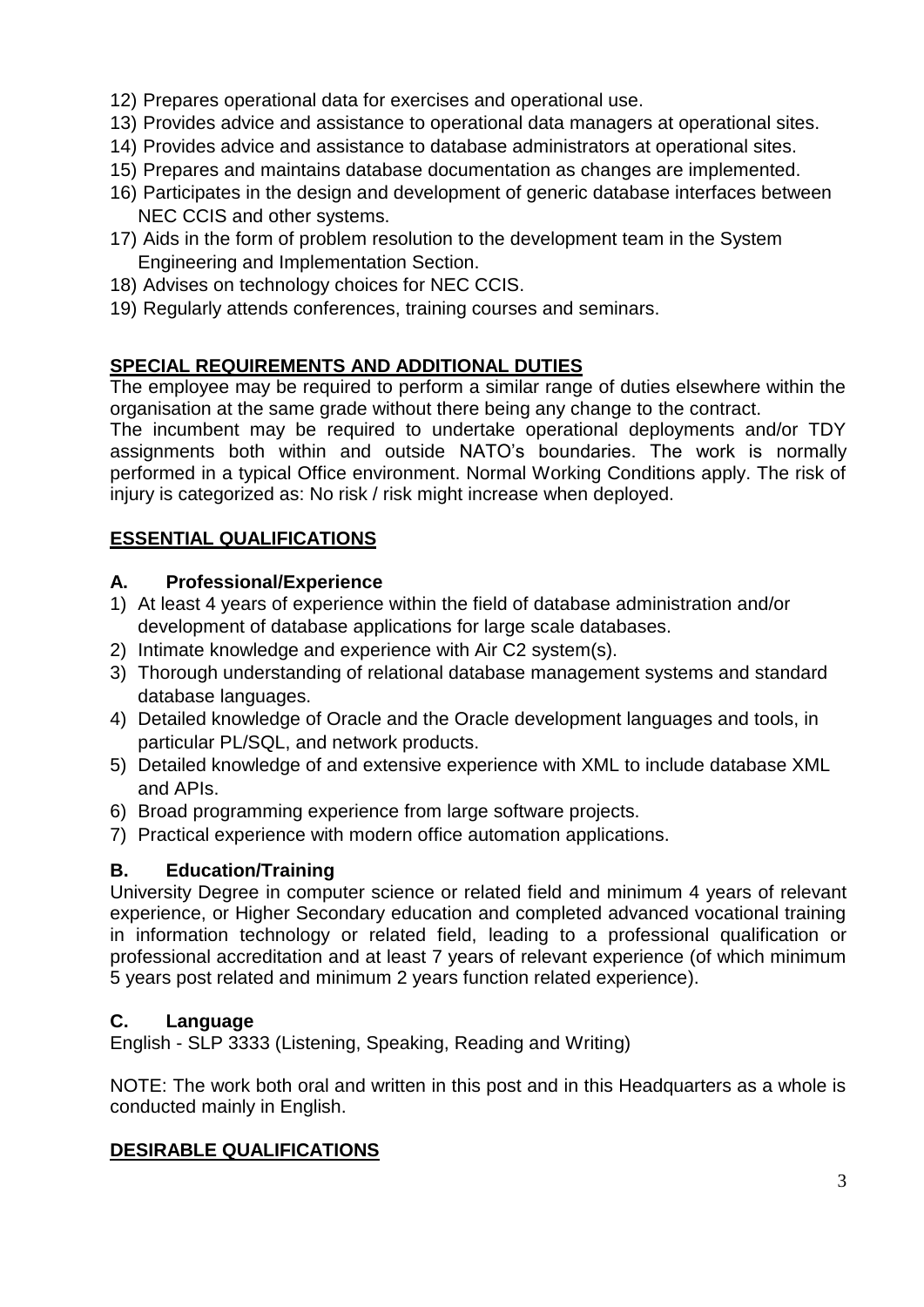12) Prepares operational data for exercises and operational use.
13) Provides advice and assistance to operational data managers at operational sites.
14) Provides advice and assistance to database administrators at operational sites.
15) Prepares and maintains database documentation as changes are implemented.
16) Participates in the design and development of generic database interfaces between NEC CCIS and other systems.
17) Aids in the form of problem resolution to the development team in the System Engineering and Implementation Section.
18) Advises on technology choices for NEC CCIS.
19) Regularly attends conferences, training courses and seminars.

## SPECIAL REQUIREMENTS AND ADDITIONAL DUTIES

The employee may be required to perform a similar range of duties elsewhere within the organisation at the same grade without there being any change to the contract.
The incumbent may be required to undertake operational deployments and/or TDY assignments both within and outside NATO's boundaries. The work is normally performed in a typical Office environment. Normal Working Conditions apply. The risk of injury is categorized as: No risk / risk might increase when deployed.

## ESSENTIAL QUALIFICATIONS

### A. Professional/Experience

1) At least 4 years of experience within the field of database administration and/or development of database applications for large scale databases.
2) Intimate knowledge and experience with Air C2 system(s).
3) Thorough understanding of relational database management systems and standard database languages.
4) Detailed knowledge of Oracle and the Oracle development languages and tools, in particular PL/SQL, and network products.
5) Detailed knowledge of and extensive experience with XML to include database XML and APIs.
6) Broad programming experience from large software projects.
7) Practical experience with modern office automation applications.

### B. Education/Training

University Degree in computer science or related field and minimum 4 years of relevant experience, or Higher Secondary education and completed advanced vocational training in information technology or related field, leading to a professional qualification or professional accreditation and at least 7 years of relevant experience (of which minimum 5 years post related and minimum 2 years function related experience).

### C. Language

English - SLP 3333 (Listening, Speaking, Reading and Writing)

NOTE: The work both oral and written in this post and in this Headquarters as a whole is conducted mainly in English.

## DESIRABLE QUALIFICATIONS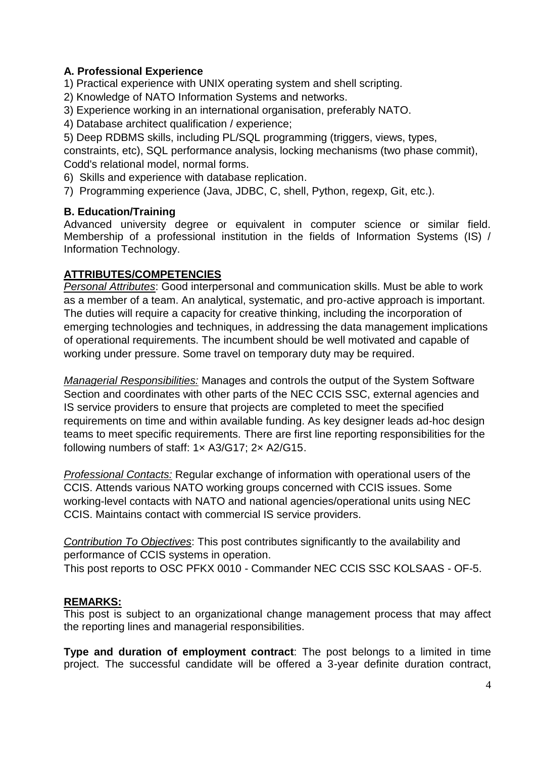**A. Professional Experience**

1) Practical experience with UNIX operating system and shell scripting.
2) Knowledge of NATO Information Systems and networks.
3) Experience working in an international organisation, preferably NATO.
4) Database architect qualification / experience;
5) Deep RDBMS skills, including PL/SQL programming (triggers, views, types, constraints, etc), SQL performance analysis, locking mechanisms (two phase commit), Codd's relational model, normal forms.
6) Skills and experience with database replication.
7) Programming experience (Java, JDBC, C, shell, Python, regexp, Git, etc.).

**B. Education/Training**

Advanced university degree or equivalent in computer science or similar field. Membership of a professional institution in the fields of Information Systems (IS) / Information Technology.

**ATTRIBUTES/COMPETENCIES**

*Personal Attributes*: Good interpersonal and communication skills. Must be able to work as a member of a team. An analytical, systematic, and pro-active approach is important. The duties will require a capacity for creative thinking, including the incorporation of emerging technologies and techniques, in addressing the data management implications of operational requirements. The incumbent should be well motivated and capable of working under pressure. Some travel on temporary duty may be required.

*Managerial Responsibilities:* Manages and controls the output of the System Software Section and coordinates with other parts of the NEC CCIS SSC, external agencies and IS service providers to ensure that projects are completed to meet the specified requirements on time and within available funding. As key designer leads ad-hoc design teams to meet specific requirements. There are first line reporting responsibilities for the following numbers of staff: 1× A3/G17; 2× A2/G15.

*Professional Contacts:* Regular exchange of information with operational users of the CCIS. Attends various NATO working groups concerned with CCIS issues. Some working-level contacts with NATO and national agencies/operational units using NEC CCIS. Maintains contact with commercial IS service providers.

*Contribution To Objectives*: This post contributes significantly to the availability and performance of CCIS systems in operation.
This post reports to OSC PFKX 0010 - Commander NEC CCIS SSC KOLSAAS - OF-5.

**REMARKS:**

This post is subject to an organizational change management process that may affect the reporting lines and managerial responsibilities.

**Type and duration of employment contract**: The post belongs to a limited in time project. The successful candidate will be offered a 3-year definite duration contract,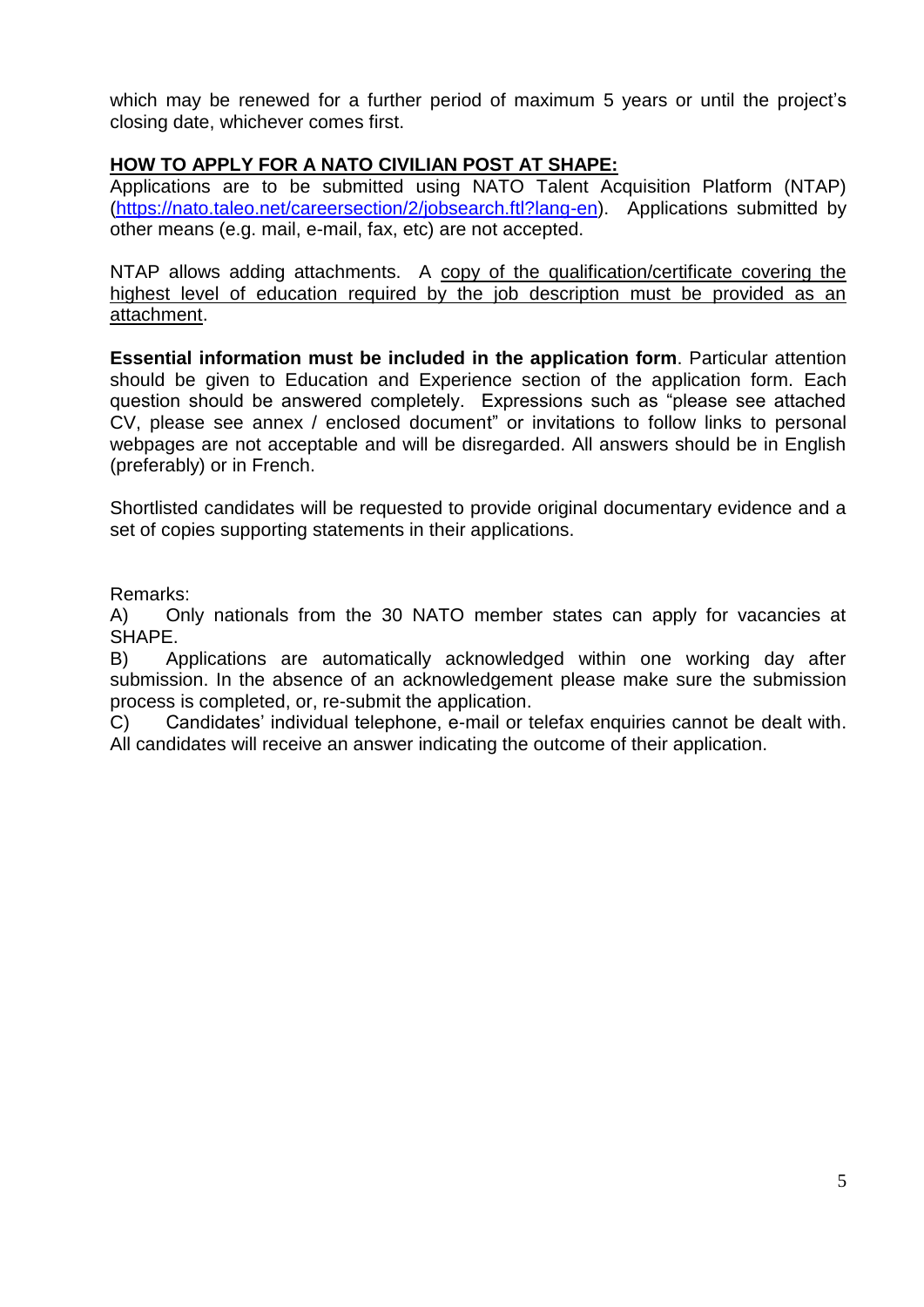which may be renewed for a further period of maximum 5 years or until the project's closing date, whichever comes first.

## HOW TO APPLY FOR A NATO CIVILIAN POST AT SHAPE:

Applications are to be submitted using NATO Talent Acquisition Platform (NTAP) (https://nato.taleo.net/careersection/2/jobsearch.ftl?lang-en). Applications submitted by other means (e.g. mail, e-mail, fax, etc) are not accepted.

NTAP allows adding attachments. A copy of the qualification/certificate covering the highest level of education required by the job description must be provided as an attachment.

**Essential information must be included in the application form**. Particular attention should be given to Education and Experience section of the application form. Each question should be answered completely. Expressions such as "please see attached CV, please see annex / enclosed document" or invitations to follow links to personal webpages are not acceptable and will be disregarded. All answers should be in English (preferably) or in French.

Shortlisted candidates will be requested to provide original documentary evidence and a set of copies supporting statements in their applications.

Remarks:

A) Only nationals from the 30 NATO member states can apply for vacancies at SHAPE.

B) Applications are automatically acknowledged within one working day after submission. In the absence of an acknowledgement please make sure the submission process is completed, or, re-submit the application.

C) Candidates' individual telephone, e-mail or telefax enquiries cannot be dealt with. All candidates will receive an answer indicating the outcome of their application.